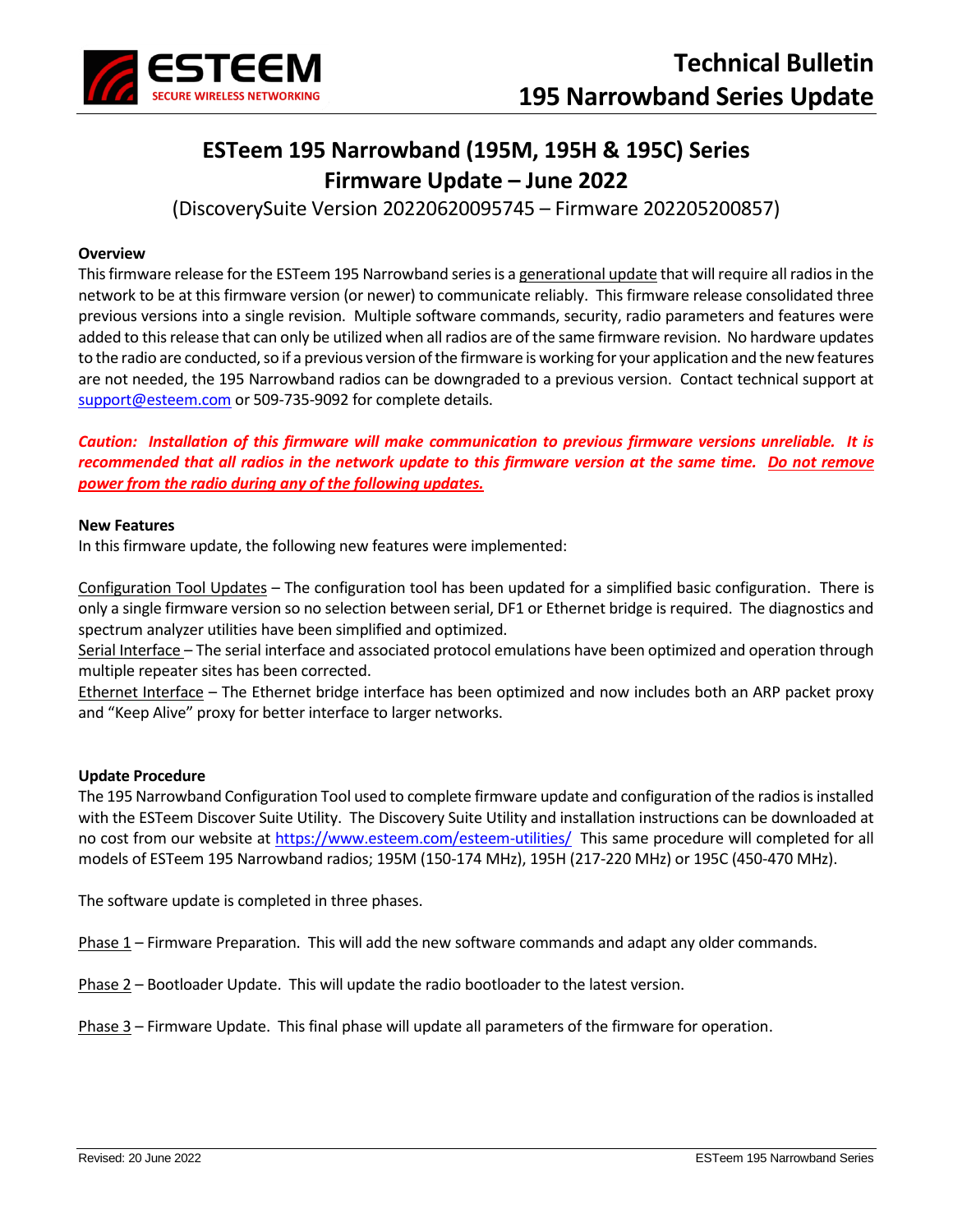# ESTeem 195 Narrowband (195M, 195H & 195C) Series
# Firmware Update – June 2022

(DiscoverySuite Version 20220620095745 – Firmware 202205200857)

**Overview**

This firmware release for the ESTeem 195 Narrowband series is a generational update that will require all radios in the network to be at this firmware version (or newer) to communicate reliably. This firmware release consolidated three previous versions into a single revision. Multiple software commands, security, radio parameters and features were added to this release that can only be utilized when all radios are of the same firmware revision. No hardware updates to the radio are conducted, so if a previous version of the firmware is working for your application and the new features are not needed, the 195 Narrowband radios can be downgraded to a previous version. Contact technical support at support@esteem.com or 509-735-9092 for complete details.

***Caution: Installation of this firmware will make communication to previous firmware versions unreliable. It is recommended that all radios in the network update to this firmware version at the same time. Do not remove power from the radio during any of the following updates.***

**New Features**

In this firmware update, the following new features were implemented:

Configuration Tool Updates – The configuration tool has been updated for a simplified basic configuration. There is only a single firmware version so no selection between serial, DF1 or Ethernet bridge is required. The diagnostics and spectrum analyzer utilities have been simplified and optimized.

Serial Interface – The serial interface and associated protocol emulations have been optimized and operation through multiple repeater sites has been corrected.

Ethernet Interface – The Ethernet bridge interface has been optimized and now includes both an ARP packet proxy and "Keep Alive" proxy for better interface to larger networks.

**Update Procedure**

The 195 Narrowband Configuration Tool used to complete firmware update and configuration of the radios is installed with the ESTeem Discover Suite Utility. The Discovery Suite Utility and installation instructions can be downloaded at no cost from our website at https://www.esteem.com/esteem-utilities/ This same procedure will completed for all models of ESTeem 195 Narrowband radios; 195M (150-174 MHz), 195H (217-220 MHz) or 195C (450-470 MHz).

The software update is completed in three phases.

Phase 1 – Firmware Preparation. This will add the new software commands and adapt any older commands.

Phase 2 – Bootloader Update. This will update the radio bootloader to the latest version.

Phase 3 – Firmware Update. This final phase will update all parameters of the firmware for operation.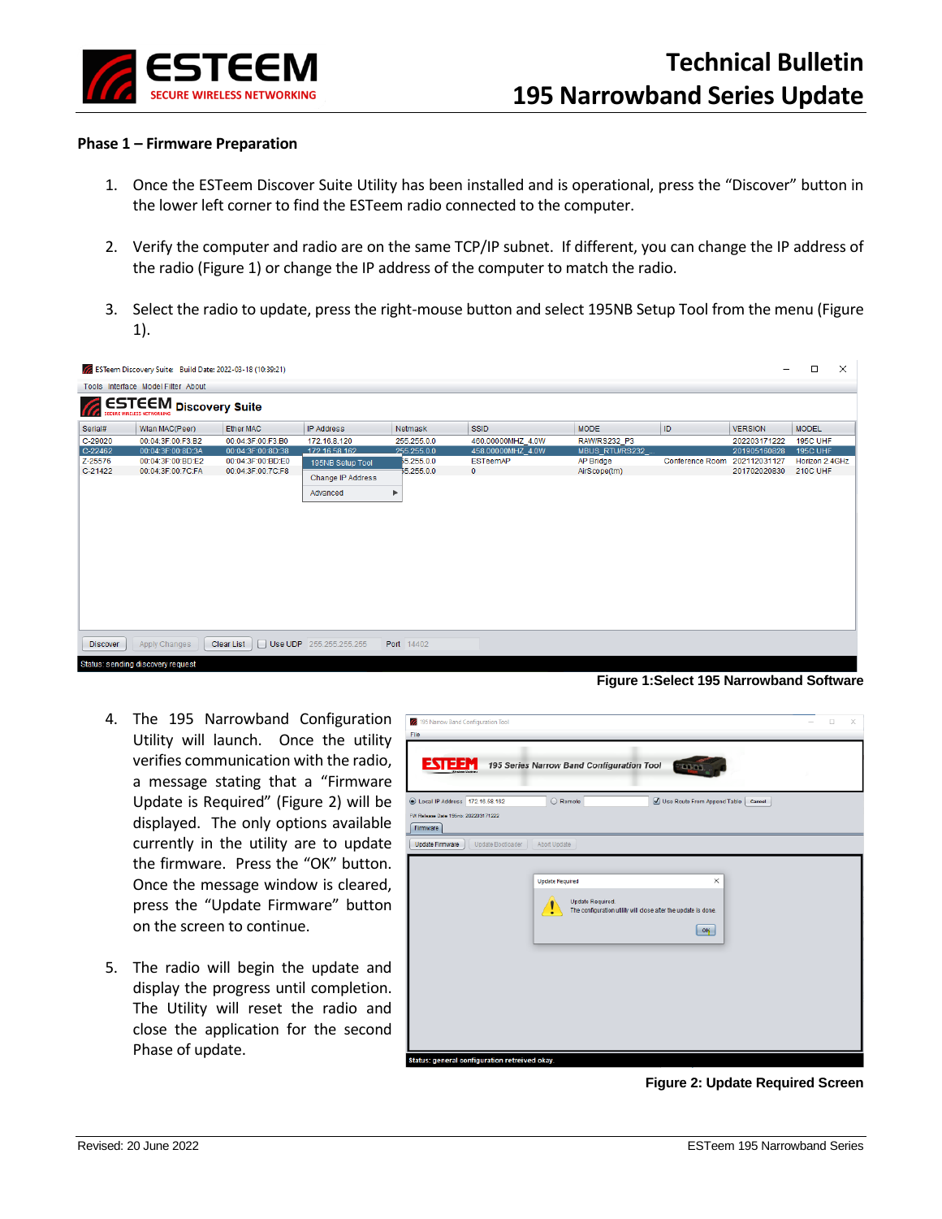## Phase 1 – Firmware Preparation

1. Once the ESTeem Discover Suite Utility has been installed and is operational, press the "Discover" button in the lower left corner to find the ESTeem radio connected to the computer.

2. Verify the computer and radio are on the same TCP/IP subnet. If different, you can change the IP address of the radio (Figure 1) or change the IP address of the computer to match the radio.

3. Select the radio to update, press the right-mouse button and select 195NB Setup Tool from the menu (Figure 1).

**Figure 1:Select 195 Narrowband Software**

4. The 195 Narrowband Configuration Utility will launch. Once the utility verifies communication with the radio, a message stating that a "Firmware Update is Required" (Figure 2) will be displayed. The only options available currently in the utility are to update the firmware. Press the "OK" button. Once the message window is cleared, press the "Update Firmware" button on the screen to continue.

5. The radio will begin the update and display the progress until completion. The Utility will reset the radio and close the application for the second Phase of update.

**Figure 2: Update Required Screen**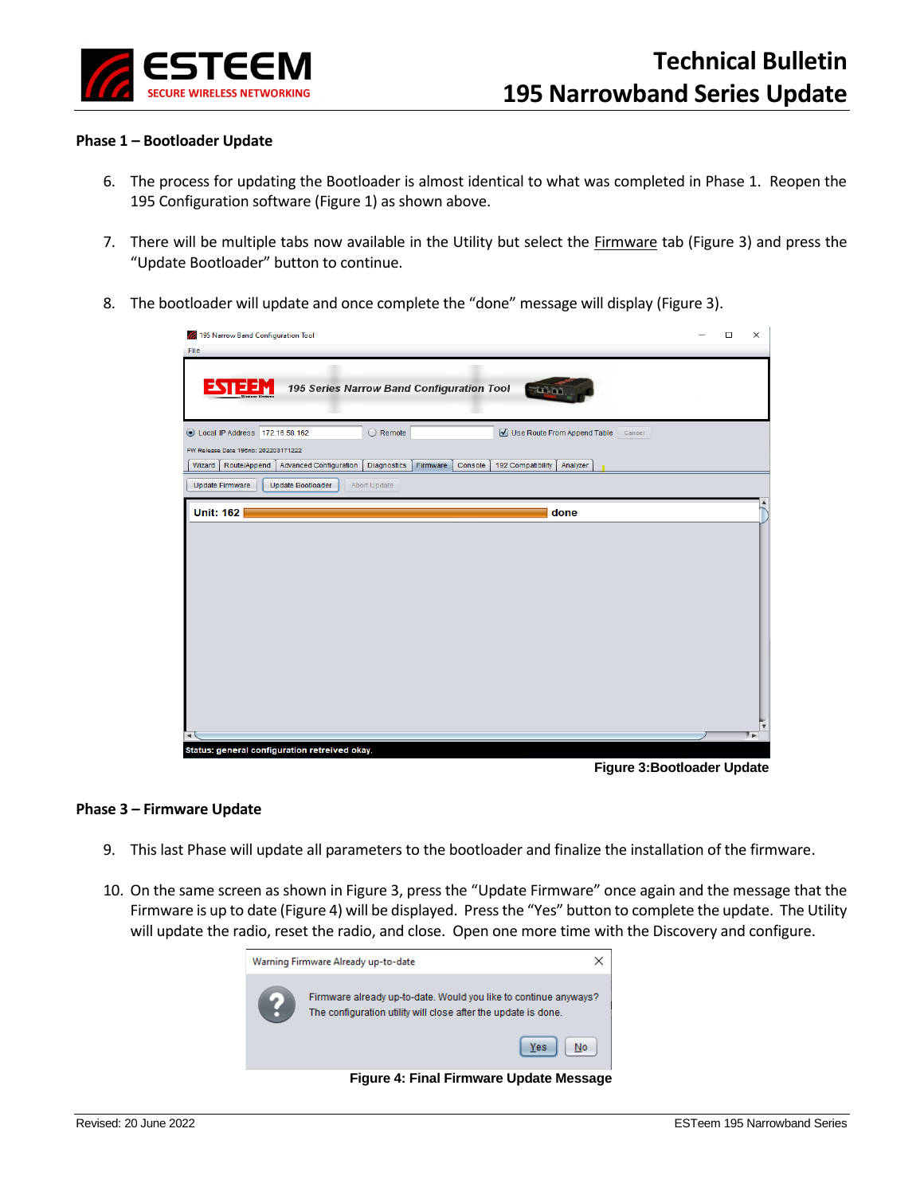### Phase 1 – Bootloader Update

6. The process for updating the Bootloader is almost identical to what was completed in Phase 1. Reopen the 195 Configuration software (Figure 1) as shown above.

7. There will be multiple tabs now available in the Utility but select the Firmware tab (Figure 3) and press the "Update Bootloader" button to continue.

8. The bootloader will update and once complete the "done" message will display (Figure 3).

Figure 3:Bootloader Update

### Phase 3 – Firmware Update

9. This last Phase will update all parameters to the bootloader and finalize the installation of the firmware.

10. On the same screen as shown in Figure 3, press the "Update Firmware" once again and the message that the Firmware is up to date (Figure 4) will be displayed. Press the "Yes" button to complete the update. The Utility will update the radio, reset the radio, and close. Open one more time with the Discovery and configure.

Figure 4: Final Firmware Update Message